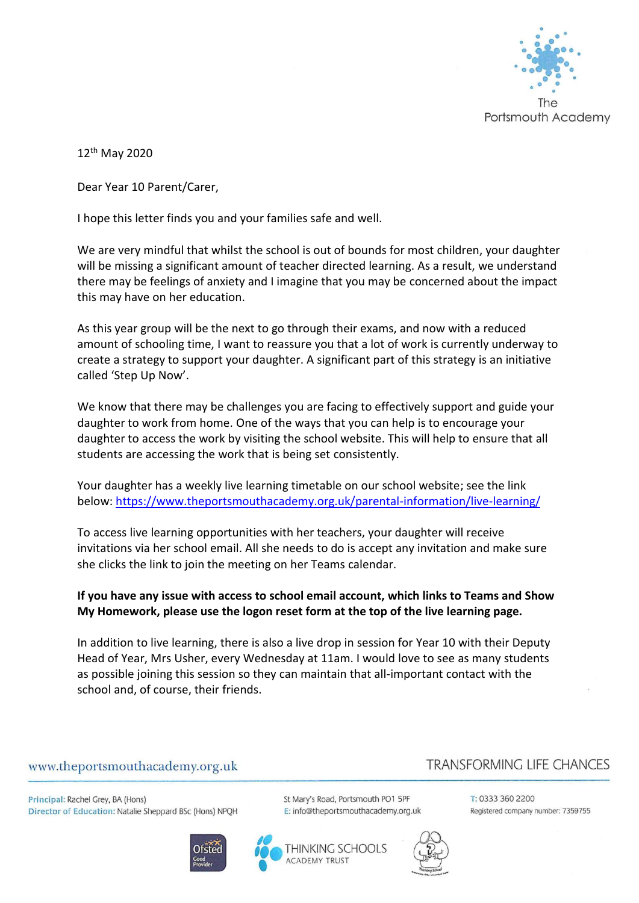The Portsmouth Academy

12th May 2020

Dear Year 10 Parent/Carer,

I hope this letter finds you and your families safe and well.

We are very mindful that whilst the school is out of bounds for most children, your daughter will be missing a significant amount of teacher directed learning. As a result, we understand there may be feelings of anxiety and I imagine that you may be concerned about the impact this may have on her education.

As this year group will be the next to go through their exams, and now with a reduced amount of schooling time, I want to reassure you that a lot of work is currently underway to create a strategy to support your daughter. A significant part of this strategy is an initiative called 'Step Up Now'.

We know that there may be challenges you are facing to effectively support and guide your daughter to work from home. One of the ways that you can help is to encourage your daughter to access the work by visiting the school website. This will help to ensure that all students are accessing the work that is being set consistently.

Your daughter has a weekly live learning timetable on our school website; see the link below: https://www.theportsmouthacademy.org.uk/parental-information/live-learning/

To access live learning opportunities with her teachers, your daughter will receive invitations via her school email. All she needs to do is accept any invitation and make sure she clicks the link to join the meeting on her Teams calendar.

**If you have any issue with access to school email account, which links to Teams and Show My Homework, please use the logon reset form at the top of the live learning page.**

In addition to live learning, there is also a live drop in session for Year 10 with their Deputy Head of Year, Mrs Usher, every Wednesday at 11am. I would love to see as many students as possible joining this session so they can maintain that all-important contact with the school and, of course, their friends.

www.theportsmouthacademy.org.uk

TRANSFORMING LIFE CHANCES

Principal: Rachel Grey, BA (Hons)
Director of Education: Natalie Sheppard BSc (Hons) NPQH

St Mary's Road, Portsmouth PO1 5PF
E: info@theportsmouthacademy.org.uk

T: 0333 360 2200
Registered company number: 7359755

Ofsted Good Provider

THINKING SCHOOLS ACADEMY TRUST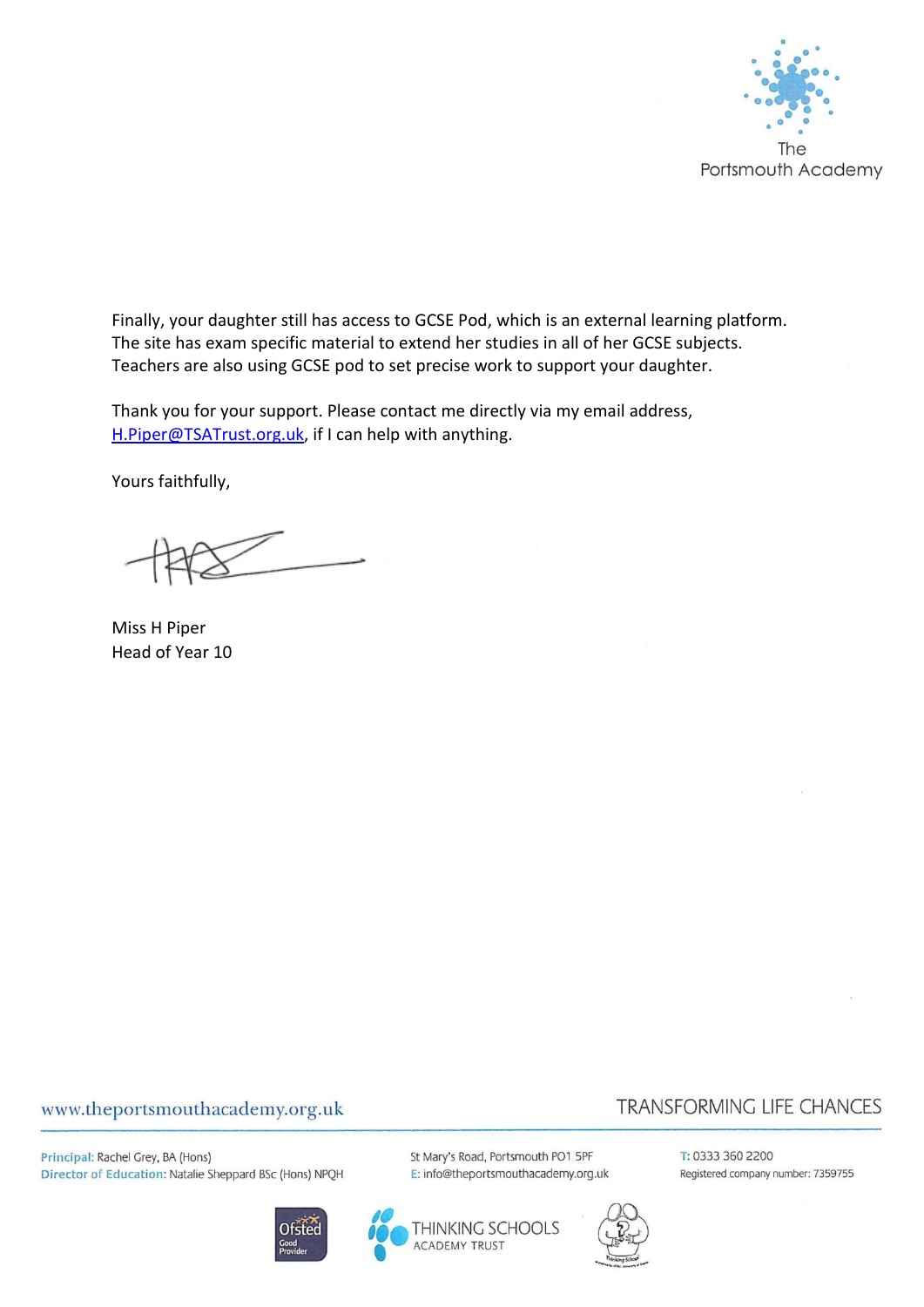Finally, your daughter still has access to GCSE Pod, which is an external learning platform. The site has exam specific material to extend her studies in all of her GCSE subjects. Teachers are also using GCSE pod to set precise work to support your daughter.

Thank you for your support. Please contact me directly via my email address, H.Piper@TSATrust.org.uk, if I can help with anything.

Yours faithfully,

Miss H Piper
Head of Year 10

www.theportsmouthacademy.org.uk

TRANSFORMING LIFE CHANCES

Principal: Rachel Grey, BA (Hons)
Director of Education: Natalie Sheppard BSc (Hons) NPQH

St Mary's Road, Portsmouth PO1 5PF
E: info@theportsmouthacademy.org.uk

T: 0333 360 2200
Registered company number: 7359755